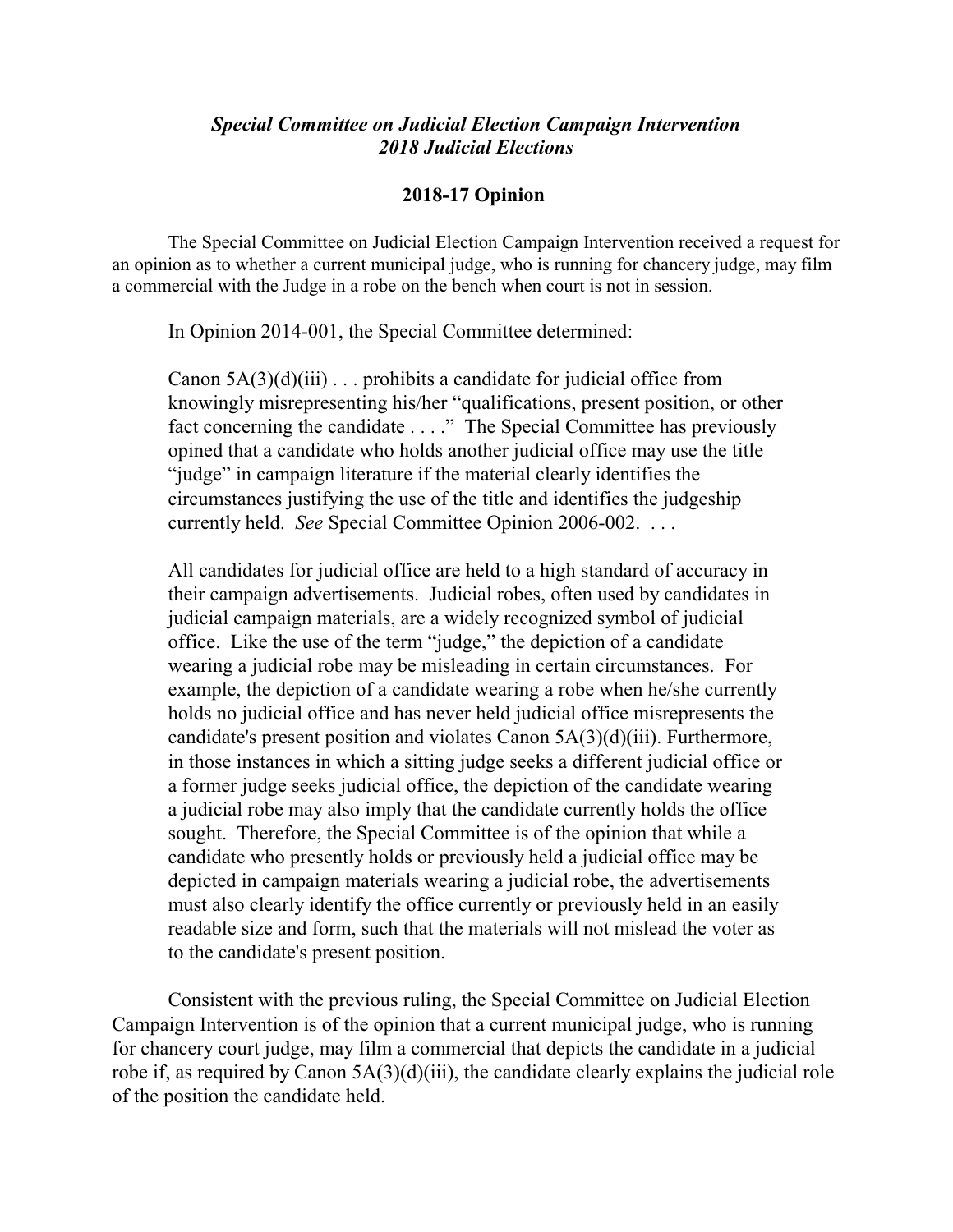***Special Committee on Judicial Election Campaign Intervention***
***2018 Judicial Elections***

## 2018-17 Opinion

The Special Committee on Judicial Election Campaign Intervention received a request for an opinion as to whether a current municipal judge, who is running for chancery judge, may film a commercial with the Judge in a robe on the bench when court is not in session.

In Opinion 2014-001, the Special Committee determined:

> Canon 5A(3)(d)(iii) . . . prohibits a candidate for judicial office from knowingly misrepresenting his/her "qualifications, present position, or other fact concerning the candidate . . . ." The Special Committee has previously opined that a candidate who holds another judicial office may use the title "judge" in campaign literature if the material clearly identifies the circumstances justifying the use of the title and identifies the judgeship currently held. *See* Special Committee Opinion 2006-002. . . .
>
> All candidates for judicial office are held to a high standard of accuracy in their campaign advertisements. Judicial robes, often used by candidates in judicial campaign materials, are a widely recognized symbol of judicial office. Like the use of the term "judge," the depiction of a candidate wearing a judicial robe may be misleading in certain circumstances. For example, the depiction of a candidate wearing a robe when he/she currently holds no judicial office and has never held judicial office misrepresents the candidate's present position and violates Canon 5A(3)(d)(iii). Furthermore, in those instances in which a sitting judge seeks a different judicial office or a former judge seeks judicial office, the depiction of the candidate wearing a judicial robe may also imply that the candidate currently holds the office sought. Therefore, the Special Committee is of the opinion that while a candidate who presently holds or previously held a judicial office may be depicted in campaign materials wearing a judicial robe, the advertisements must also clearly identify the office currently or previously held in an easily readable size and form, such that the materials will not mislead the voter as to the candidate's present position.

Consistent with the previous ruling, the Special Committee on Judicial Election Campaign Intervention is of the opinion that a current municipal judge, who is running for chancery court judge, may film a commercial that depicts the candidate in a judicial robe if, as required by Canon 5A(3)(d)(iii), the candidate clearly explains the judicial role of the position the candidate held.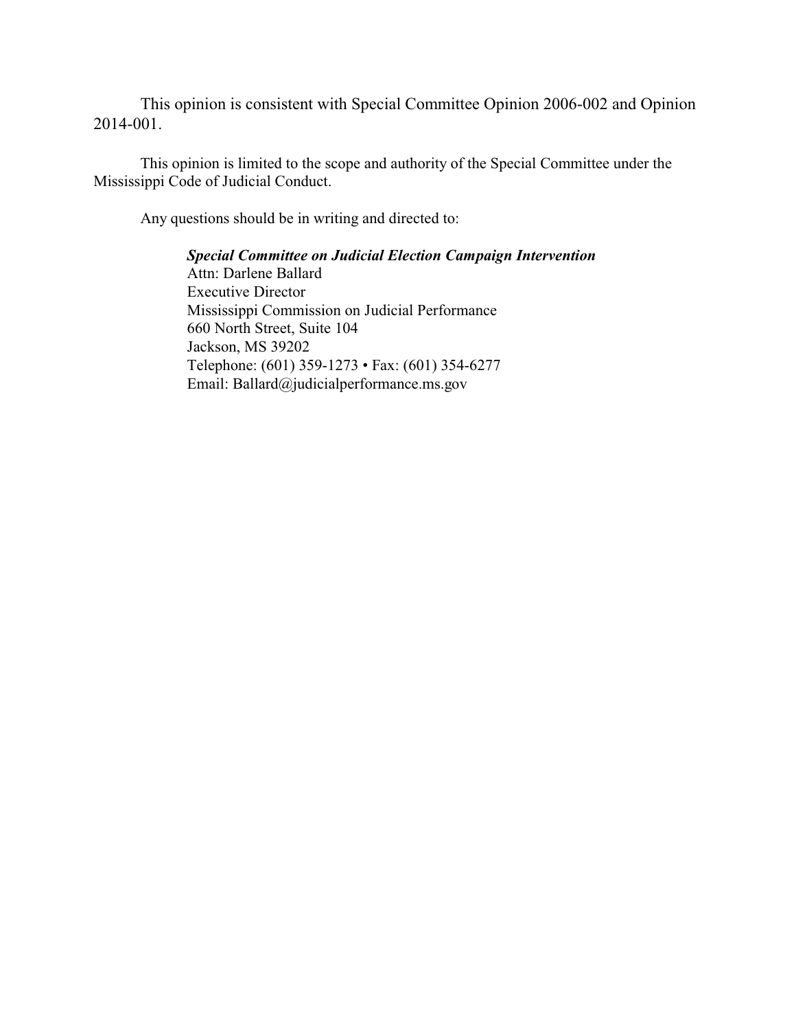This opinion is consistent with Special Committee Opinion 2006-002 and Opinion 2014-001.

This opinion is limited to the scope and authority of the Special Committee under the Mississippi Code of Judicial Conduct.

Any questions should be in writing and directed to:

***Special Committee on Judicial Election Campaign Intervention***
Attn: Darlene Ballard
Executive Director
Mississippi Commission on Judicial Performance
660 North Street, Suite 104
Jackson, MS 39202
Telephone: (601) 359-1273 • Fax: (601) 354-6277
Email: Ballard@judicialperformance.ms.gov